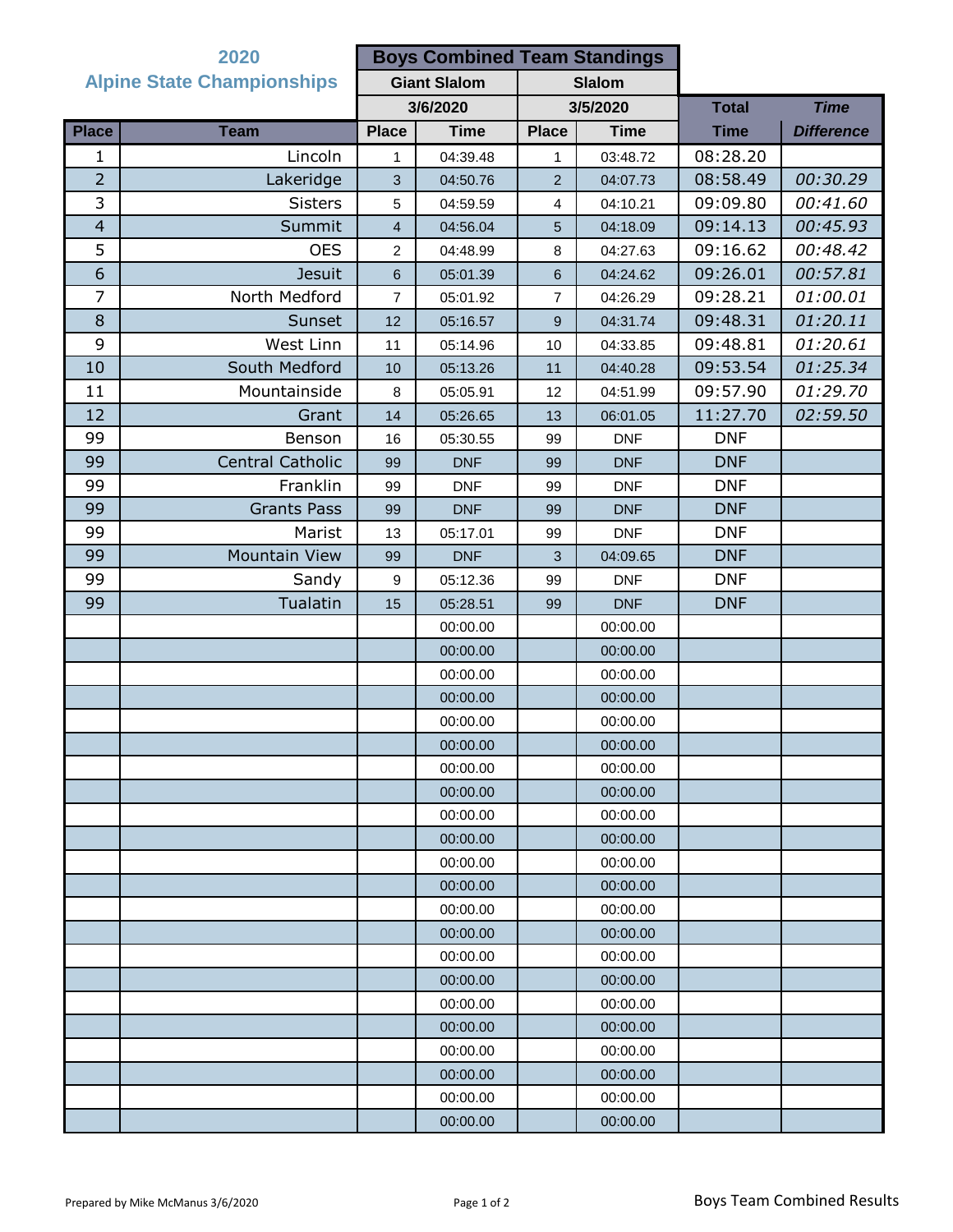## 2020 Alpine State Championships

| | | Boys Combined Team Standings | | | | | |
|---|---|---|---|---|---|---|---|
| | | Giant Slalom | | Slalom | | | |
| | | 3/6/2020 | | 3/5/2020 | | Total | *Time* |
| **Place** | **Team** | **Place** | **Time** | **Place** | **Time** | **Time** | ***Difference*** |
| 1 | Lincoln | 1 | 04:39.48 | 1 | 03:48.72 | 08:28.20 | |
| 2 | Lakeridge | 3 | 04:50.76 | 2 | 04:07.73 | 08:58.49 | *00:30.29* |
| 3 | Sisters | 5 | 04:59.59 | 4 | 04:10.21 | 09:09.80 | *00:41.60* |
| 4 | Summit | 4 | 04:56.04 | 5 | 04:18.09 | 09:14.13 | *00:45.93* |
| 5 | OES | 2 | 04:48.99 | 8 | 04:27.63 | 09:16.62 | *00:48.42* |
| 6 | Jesuit | 6 | 05:01.39 | 6 | 04:24.62 | 09:26.01 | *00:57.81* |
| 7 | North Medford | 7 | 05:01.92 | 7 | 04:26.29 | 09:28.21 | *01:00.01* |
| 8 | Sunset | 12 | 05:16.57 | 9 | 04:31.74 | 09:48.31 | *01:20.11* |
| 9 | West Linn | 11 | 05:14.96 | 10 | 04:33.85 | 09:48.81 | *01:20.61* |
| 10 | South Medford | 10 | 05:13.26 | 11 | 04:40.28 | 09:53.54 | *01:25.34* |
| 11 | Mountainside | 8 | 05:05.91 | 12 | 04:51.99 | 09:57.90 | *01:29.70* |
| 12 | Grant | 14 | 05:26.65 | 13 | 06:01.05 | 11:27.70 | *02:59.50* |
| 99 | Benson | 16 | 05:30.55 | 99 | DNF | DNF | |
| 99 | Central Catholic | 99 | DNF | 99 | DNF | DNF | |
| 99 | Franklin | 99 | DNF | 99 | DNF | DNF | |
| 99 | Grants Pass | 99 | DNF | 99 | DNF | DNF | |
| 99 | Marist | 13 | 05:17.01 | 99 | DNF | DNF | |
| 99 | Mountain View | 99 | DNF | 3 | 04:09.65 | DNF | |
| 99 | Sandy | 9 | 05:12.36 | 99 | DNF | DNF | |
| 99 | Tualatin | 15 | 05:28.51 | 99 | DNF | DNF | |
| | | | 00:00.00 | | 00:00.00 | | |
| | | | 00:00.00 | | 00:00.00 | | |
| | | | 00:00.00 | | 00:00.00 | | |
| | | | 00:00.00 | | 00:00.00 | | |
| | | | 00:00.00 | | 00:00.00 | | |
| | | | 00:00.00 | | 00:00.00 | | |
| | | | 00:00.00 | | 00:00.00 | | |
| | | | 00:00.00 | | 00:00.00 | | |
| | | | 00:00.00 | | 00:00.00 | | |
| | | | 00:00.00 | | 00:00.00 | | |
| | | | 00:00.00 | | 00:00.00 | | |
| | | | 00:00.00 | | 00:00.00 | | |
| | | | 00:00.00 | | 00:00.00 | | |
| | | | 00:00.00 | | 00:00.00 | | |
| | | | 00:00.00 | | 00:00.00 | | |
| | | | 00:00.00 | | 00:00.00 | | |
| | | | 00:00.00 | | 00:00.00 | | |
| | | | 00:00.00 | | 00:00.00 | | |
| | | | 00:00.00 | | 00:00.00 | | |
| | | | 00:00.00 | | 00:00.00 | | |
| | | | 00:00.00 | | 00:00.00 | | |
| | | | 00:00.00 | | 00:00.00 | | |

Prepared by Mike McManus 3/6/2020

Boys Team Combined Results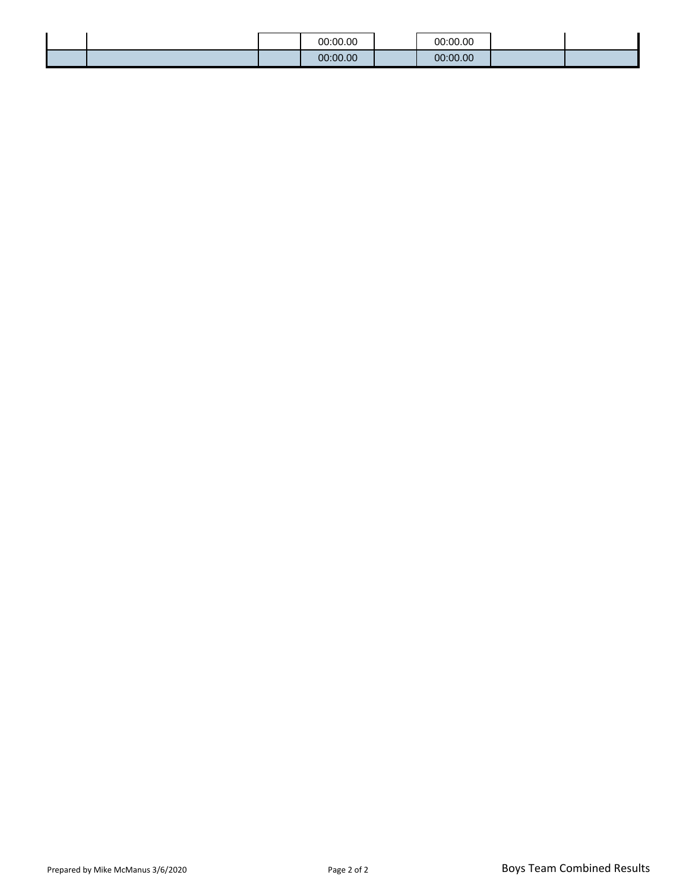| | | | | | | | |
|---|---|---|---|---|---|---|---|
| | | | 00:00.00 | | 00:00.00 | | |
| | | | 00:00.00 | | 00:00.00 | | |